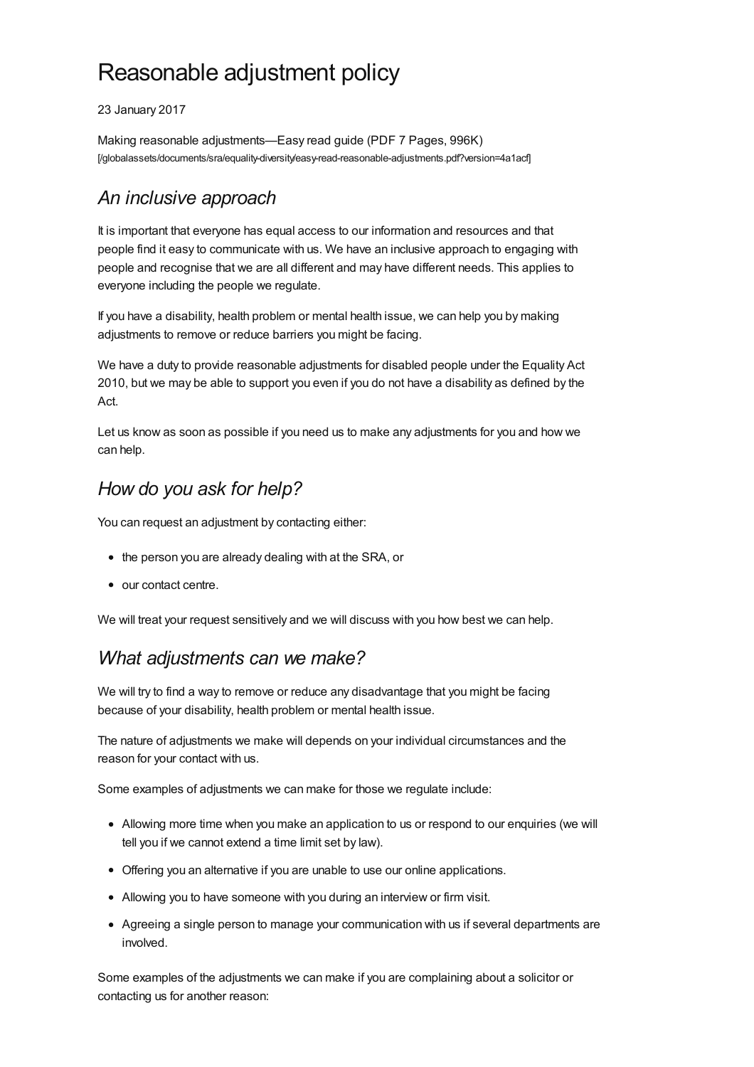# Reasonable adjustment policy

23 January 2017

Making reasonable adjustments—Easy read guide (PDF 7 Pages, 996K)
[/globalassets/documents/sra/equality-diversity/easy-read-reasonable-adjustments.pdf?version=4a1acf]

## *An inclusive approach*

It is important that everyone has equal access to our information and resources and that people find it easy to communicate with us. We have an inclusive approach to engaging with people and recognise that we are all different and may have different needs. This applies to everyone including the people we regulate.

If you have a disability, health problem or mental health issue, we can help you by making adjustments to remove or reduce barriers you might be facing.

We have a duty to provide reasonable adjustments for disabled people under the Equality Act 2010, but we may be able to support you even if you do not have a disability as defined by the Act.

Let us know as soon as possible if you need us to make any adjustments for you and how we can help.

## *How do you ask for help?*

You can request an adjustment by contacting either:

- the person you are already dealing with at the SRA, or
- our contact centre.

We will treat your request sensitively and we will discuss with you how best we can help.

## *What adjustments can we make?*

We will try to find a way to remove or reduce any disadvantage that you might be facing because of your disability, health problem or mental health issue.

The nature of adjustments we make will depends on your individual circumstances and the reason for your contact with us.

Some examples of adjustments we can make for those we regulate include:

- Allowing more time when you make an application to us or respond to our enquiries (we will tell you if we cannot extend a time limit set by law).
- Offering you an alternative if you are unable to use our online applications.
- Allowing you to have someone with you during an interview or firm visit.
- Agreeing a single person to manage your communication with us if several departments are involved.

Some examples of the adjustments we can make if you are complaining about a solicitor or contacting us for another reason: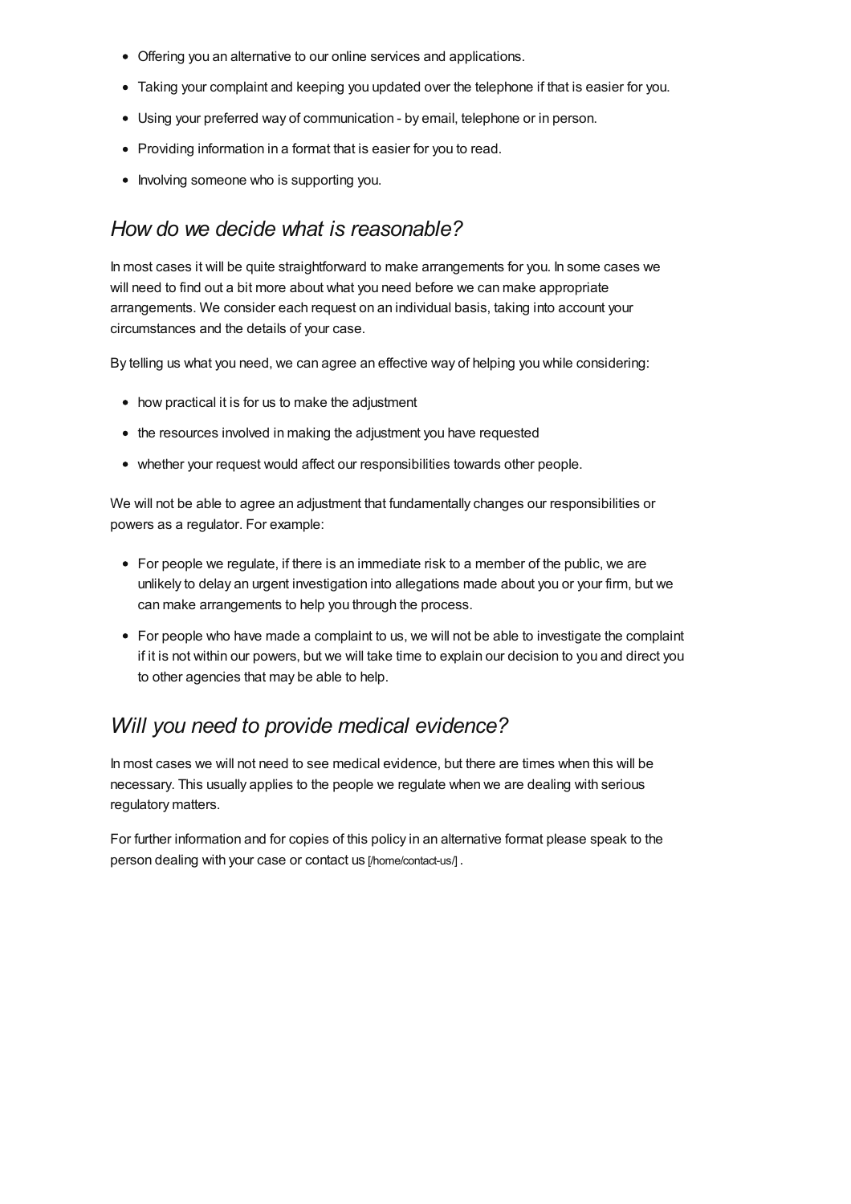- Offering you an alternative to our online services and applications.
- Taking your complaint and keeping you updated over the telephone if that is easier for you.
- Using your preferred way of communication - by email, telephone or in person.
- Providing information in a format that is easier for you to read.
- Involving someone who is supporting you.

## *How do we decide what is reasonable?*

In most cases it will be quite straightforward to make arrangements for you. In some cases we will need to find out a bit more about what you need before we can make appropriate arrangements. We consider each request on an individual basis, taking into account your circumstances and the details of your case.

By telling us what you need, we can agree an effective way of helping you while considering:

- how practical it is for us to make the adjustment
- the resources involved in making the adjustment you have requested
- whether your request would affect our responsibilities towards other people.

We will not be able to agree an adjustment that fundamentally changes our responsibilities or powers as a regulator. For example:

- For people we regulate, if there is an immediate risk to a member of the public, we are unlikely to delay an urgent investigation into allegations made about you or your firm, but we can make arrangements to help you through the process.
- For people who have made a complaint to us, we will not be able to investigate the complaint if it is not within our powers, but we will take time to explain our decision to you and direct you to other agencies that may be able to help.

## *Will you need to provide medical evidence?*

In most cases we will not need to see medical evidence, but there are times when this will be necessary. This usually applies to the people we regulate when we are dealing with serious regulatory matters.

For further information and for copies of this policy in an alternative format please speak to the person dealing with your case or contact us [/home/contact-us/] .